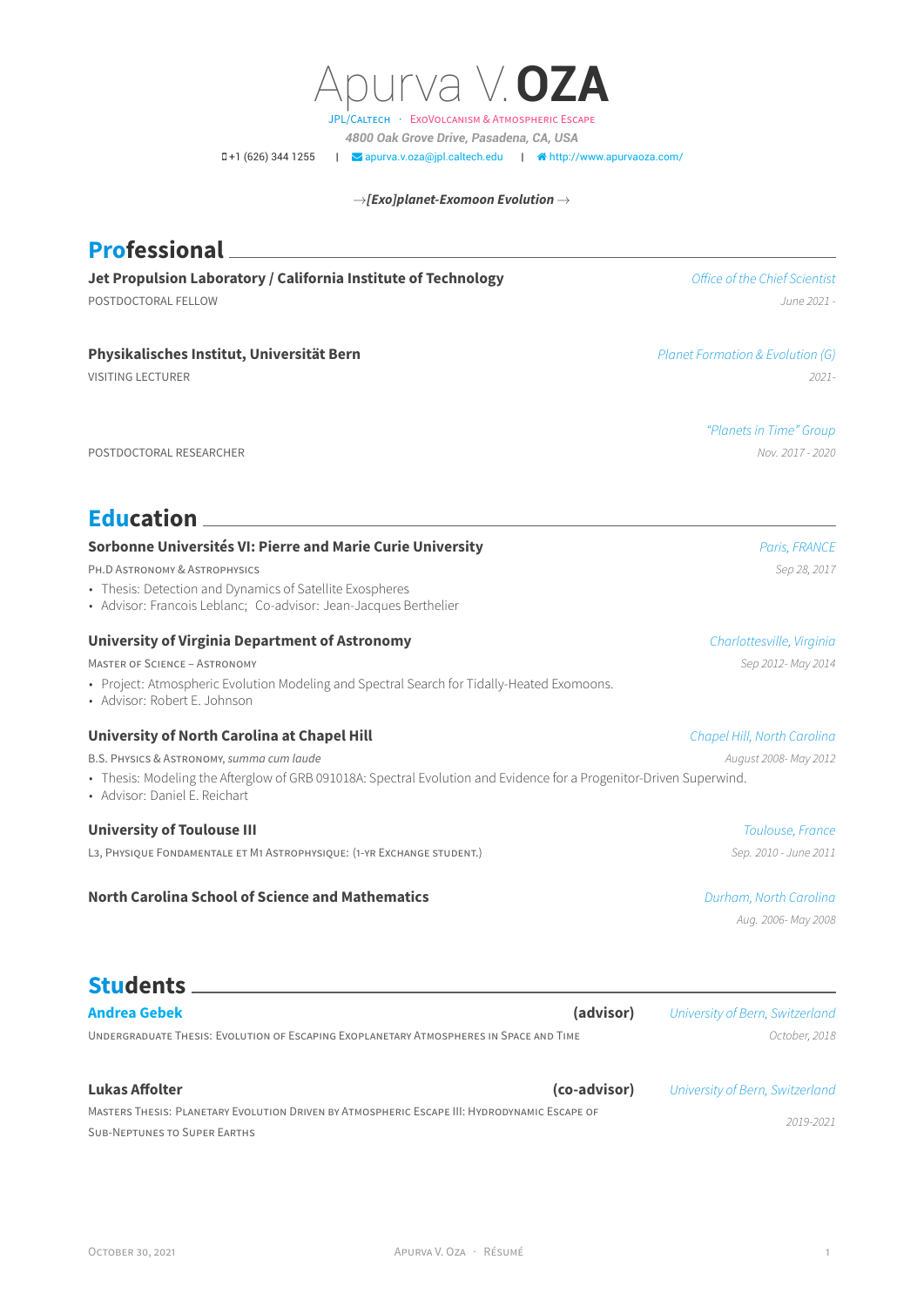# Apurva V. **OZA**

JPL/Caltech · ExoVolcanism & Atmospheric Escape

*4800 Oak Grove Drive, Pasadena, CA, USA*

+1 (626) 344 1255 | apurva.v.oza@jpl.caltech.edu | http://www.apurvaoza.com/

→*[Exo]planet-Exomoon Evolution*→

## Professional

**Jet Propulsion Laboratory / California Institute of Technology** — *Office of the Chief Scientist*
POSTDOCTORAL FELLOW — *June 2021 -*

**Physikalisches Institut, Universität Bern** — *Planet Formation & Evolution (G)*
VISITING LECTURER — *2021-*

*"Planets in Time" Group*
POSTDOCTORAL RESEARCHER — *Nov. 2017 - 2020*

## Education

**Sorbonne Universités VI: Pierre and Marie Curie University** — *Paris, FRANCE*
PH.D ASTRONOMY & ASTROPHYSICS — *Sep 28, 2017*

- Thesis: Detection and Dynamics of Satellite Exospheres
- Advisor: Francois Leblanc; Co-advisor: Jean-Jacques Berthelier

**University of Virginia Department of Astronomy** — *Charlottesville, Virginia*
MASTER OF SCIENCE – ASTRONOMY — *Sep 2012- May 2014*

- Project: Atmospheric Evolution Modeling and Spectral Search for Tidally-Heated Exomoons.
- Advisor: Robert E. Johnson

**University of North Carolina at Chapel Hill** — *Chapel Hill, North Carolina*
B.S. PHYSICS & ASTRONOMY, *summa cum laude* — *August 2008- May 2012*

- Thesis: Modeling the Afterglow of GRB 091018A: Spectral Evolution and Evidence for a Progenitor-Driven Superwind.
- Advisor: Daniel E. Reichart

**University of Toulouse III** — *Toulouse, France*
L3, PHYSIQUE FONDAMENTALE ET M1 ASTROPHYSIQUE: (1-YR EXCHANGE STUDENT.) — *Sep. 2010 - June 2011*

**North Carolina School of Science and Mathematics** — *Durham, North Carolina*
*Aug. 2006- May 2008*

## Students

**Andrea Gebek** **(advisor)** — *University of Bern, Switzerland*
UNDERGRADUATE THESIS: EVOLUTION OF ESCAPING EXOPLANETARY ATMOSPHERES IN SPACE AND TIME — *October, 2018*

**Lukas Affolter** **(co-advisor)** — *University of Bern, Switzerland*
MASTERS THESIS: PLANETARY EVOLUTION DRIVEN BY ATMOSPHERIC ESCAPE III: HYDRODYNAMIC ESCAPE OF SUB-NEPTUNES TO SUPER EARTHS — *2019-2021*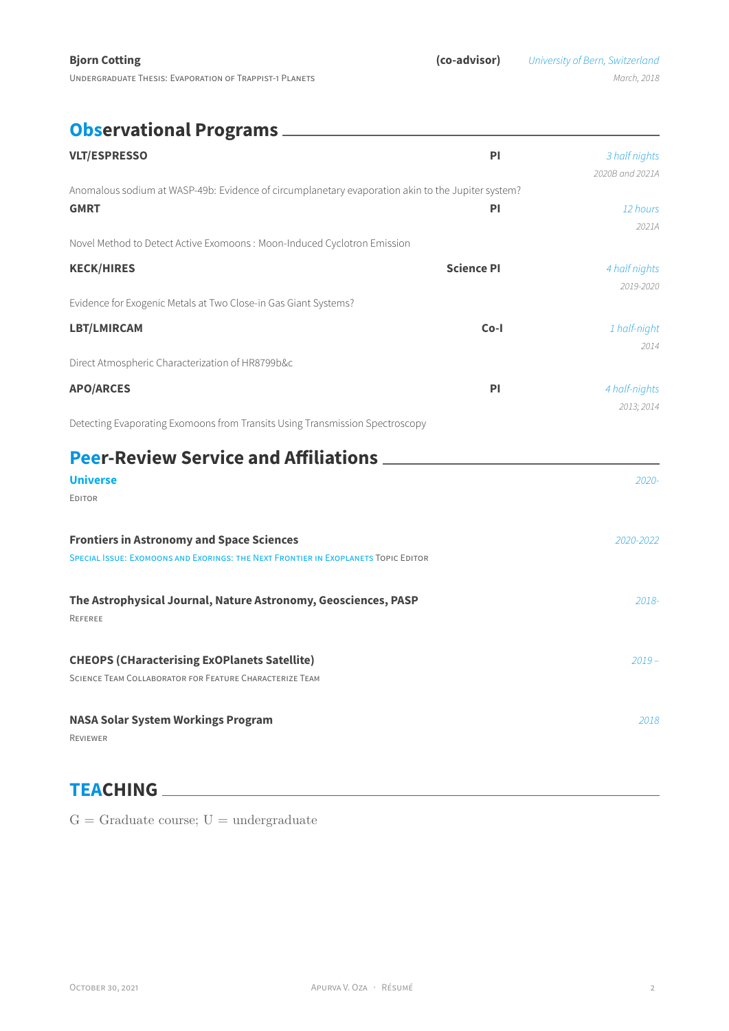**Bjorn Cotting** **(co-advisor)** *University of Bern, Switzerland*
UNDERGRADUATE THESIS: EVAPORATION OF TRAPPIST-1 PLANETS *March, 2018*

## Observational Programs

**VLT/ESPRESSO** **PI** *3 half nights*
*2020B and 2021A*
Anomalous sodium at WASP-49b: Evidence of circumplanetary evaporation akin to the Jupiter system?

**GMRT** **PI** *12 hours*
*2021A*
Novel Method to Detect Active Exomoons : Moon-Induced Cyclotron Emission

**KECK/HIRES** **Science PI** *4 half nights*
*2019-2020*
Evidence for Exogenic Metals at Two Close-in Gas Giant Systems?

**LBT/LMIRCAM** **Co-I** *1 half-night*
*2014*
Direct Atmospheric Characterization of HR8799b&c

**APO/ARCES** **PI** *4 half-nights*
*2013; 2014*
Detecting Evaporating Exomoons from Transits Using Transmission Spectroscopy

## Peer-Review Service and Affiliations

**Universe** *2020-*
EDITOR

**Frontiers in Astronomy and Space Sciences** *2020-2022*
SPECIAL ISSUE: EXOMOONS AND EXORINGS: THE NEXT FRONTIER IN EXOPLANETS TOPIC EDITOR

**The Astrophysical Journal, Nature Astronomy, Geosciences, PASP** *2018-*
REFEREE

**CHEOPS (CHaracterising ExOPlanets Satellite)** *2019 –*
SCIENCE TEAM COLLABORATOR FOR FEATURE CHARACTERIZE TEAM

**NASA Solar System Workings Program** *2018*
REVIEWER

## TEACHING

G = Graduate course; U = undergraduate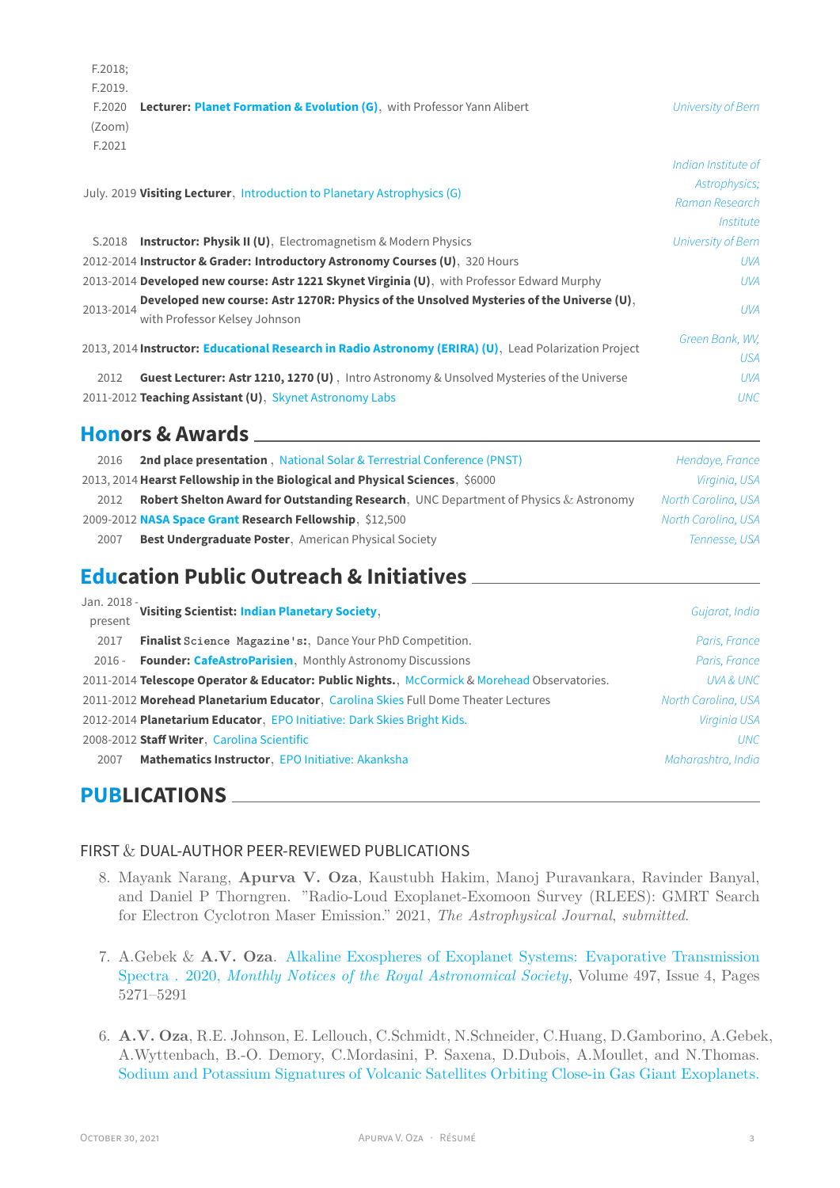| | | |
|---|---|---|
| F.2018; F.2019. F.2020 (Zoom) F.2021 | **Lecturer: Planet Formation & Evolution (G)**, with Professor Yann Alibert | *University of Bern* |
| July. 2019 | **Visiting Lecturer**, Introduction to Planetary Astrophysics (G) | *Indian Institute of Astrophysics; Raman Research Institute* |
| S.2018 | **Instructor: Physik II (U)**, Electromagnetism & Modern Physics | *University of Bern* |
| 2012-2014 | **Instructor & Grader: Introductory Astronomy Courses (U)**, 320 Hours | *UVA* |
| 2013-2014 | **Developed new course: Astr 1221 Skynet Virginia (U)**, with Professor Edward Murphy | *UVA* |
| 2013-2014 | **Developed new course: Astr 1270R: Physics of the Unsolved Mysteries of the Universe (U)**, with Professor Kelsey Johnson | *UVA* |
| 2013, 2014 | **Instructor: Educational Research in Radio Astronomy (ERIRA) (U)**, Lead Polarization Project | *Green Bank, WV, USA* |
| 2012 | **Guest Lecturer: Astr 1210, 1270 (U)**, Intro Astronomy & Unsolved Mysteries of the Universe | *UVA* |
| 2011-2012 | **Teaching Assistant (U)**, Skynet Astronomy Labs | *UNC* |

## Honors & Awards

| | | |
|---|---|---|
| 2016 | **2nd place presentation**, National Solar & Terrestrial Conference (PNST) | *Hendaye, France* |
| 2013, 2014 | **Hearst Fellowship in the Biological and Physical Sciences**, $6000 | *Virginia, USA* |
| 2012 | **Robert Shelton Award for Outstanding Research**, UNC Department of Physics & Astronomy | *North Carolina, USA* |
| 2009-2012 | **NASA Space Grant Research Fellowship**, $12,500 | *North Carolina, USA* |
| 2007 | **Best Undergraduate Poster**, American Physical Society | *Tennesse, USA* |

## Education Public Outreach & Initiatives

| | | |
|---|---|---|
| Jan. 2018 - present | **Visiting Scientist: Indian Planetary Society**, | *Gujarat, India* |
| 2017 | **Finalist** `Science Magazine's:`, Dance Your PhD Competition. | *Paris, France* |
| 2016 - | **Founder: CafeAstroParisien**, Monthly Astronomy Discussions | *Paris, France* |
| 2011-2014 | **Telescope Operator & Educator: Public Nights.**, McCormick & Morehead Observatories. | *UVA & UNC* |
| 2011-2012 | **Morehead Planetarium Educator**, Carolina Skies Full Dome Theater Lectures | *North Carolina, USA* |
| 2012-2014 | **Planetarium Educator**, EPO Initiative: Dark Skies Bright Kids. | *Virginia USA* |
| 2008-2012 | **Staff Writer**, Carolina Scientific | *UNC* |
| 2007 | **Mathematics Instructor**, EPO Initiative: Akanksha | *Maharashtra, India* |

## PUBLICATIONS

### FIRST & DUAL-AUTHOR PEER-REVIEWED PUBLICATIONS

8. Mayank Narang, **Apurva V. Oza**, Kaustubh Hakim, Manoj Puravankara, Ravinder Banyal, and Daniel P Thorngren. "Radio-Loud Exoplanet-Exomoon Survey (RLEES): GMRT Search for Electron Cyclotron Maser Emission." 2021, *The Astrophysical Journal*, *submitted*.

7. A.Gebek & **A.V. Oza**. Alkaline Exospheres of Exoplanet Systems: Evaporative Transmission Spectra . 2020, *Monthly Notices of the Royal Astronomical Society*, Volume 497, Issue 4, Pages 5271–5291

6. **A.V. Oza**, R.E. Johnson, E. Lellouch, C.Schmidt, N.Schneider, C.Huang, D.Gamborino, A.Gebek, A.Wyttenbach, B.-O. Demory, C.Mordasini, P. Saxena, D.Dubois, A.Moullet, and N.Thomas. Sodium and Potassium Signatures of Volcanic Satellites Orbiting Close-in Gas Giant Exoplanets.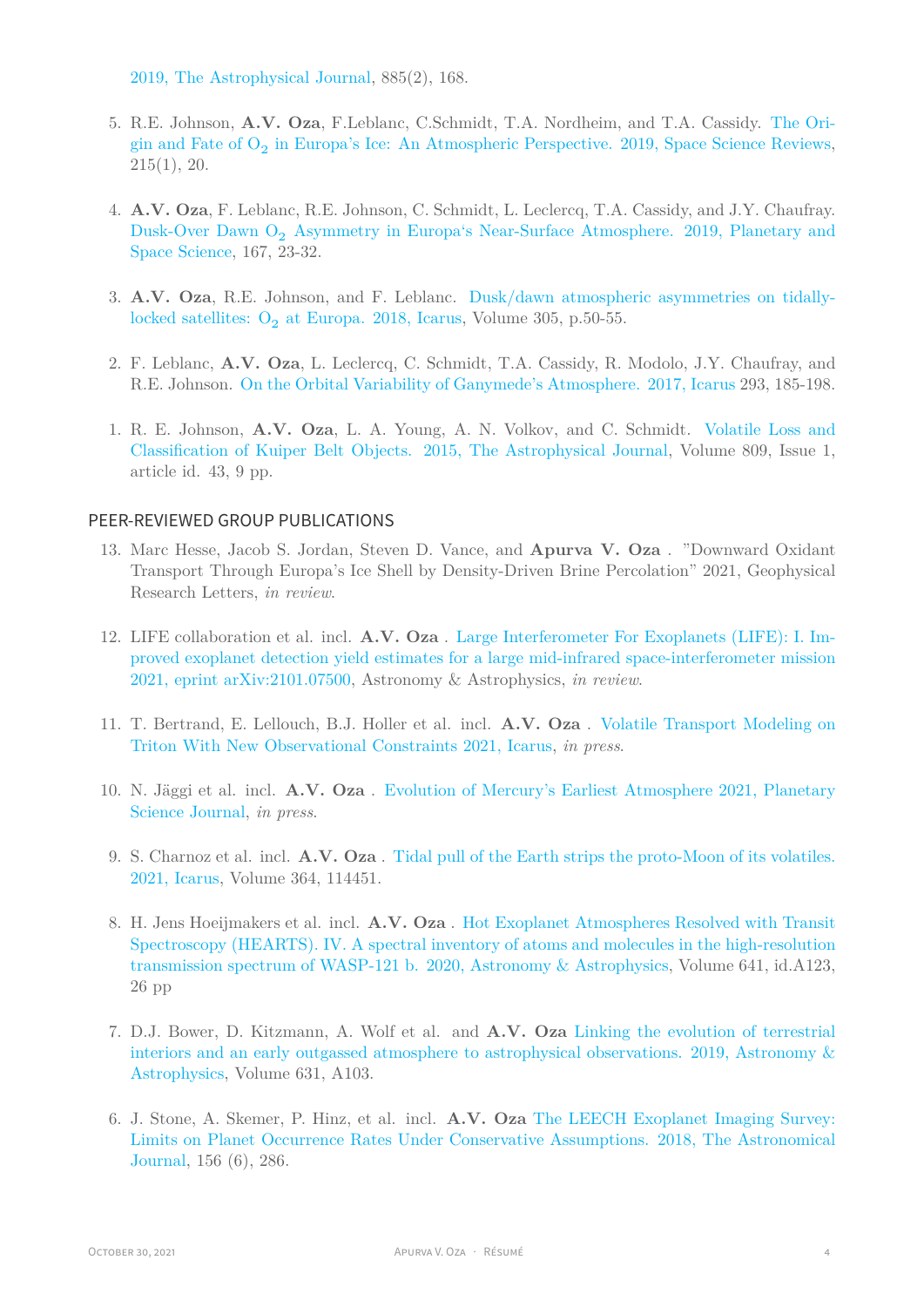2019, The Astrophysical Journal, 885(2), 168.

5. R.E. Johnson, **A.V. Oza**, F.Leblanc, C.Schmidt, T.A. Nordheim, and T.A. Cassidy. The Origin and Fate of $O_2$ in Europa's Ice: An Atmospheric Perspective. 2019, Space Science Reviews, 215(1), 20.

4. **A.V. Oza**, F. Leblanc, R.E. Johnson, C. Schmidt, L. Leclercq, T.A. Cassidy, and J.Y. Chaufray. Dusk-Over Dawn $O_2$ Asymmetry in Europa's Near-Surface Atmosphere. 2019, Planetary and Space Science, 167, 23-32.

3. **A.V. Oza**, R.E. Johnson, and F. Leblanc. Dusk/dawn atmospheric asymmetries on tidally-locked satellites: $O_2$ at Europa. 2018, Icarus, Volume 305, p.50-55.

2. F. Leblanc, **A.V. Oza**, L. Leclercq, C. Schmidt, T.A. Cassidy, R. Modolo, J.Y. Chaufray, and R.E. Johnson. On the Orbital Variability of Ganymede's Atmosphere. 2017, Icarus 293, 185-198.

1. R. E. Johnson, **A.V. Oza**, L. A. Young, A. N. Volkov, and C. Schmidt. Volatile Loss and Classification of Kuiper Belt Objects. 2015, The Astrophysical Journal, Volume 809, Issue 1, article id. 43, 9 pp.

## PEER-REVIEWED GROUP PUBLICATIONS

13. Marc Hesse, Jacob S. Jordan, Steven D. Vance, and **Apurva V. Oza** . "Downward Oxidant Transport Through Europa's Ice Shell by Density-Driven Brine Percolation" 2021, Geophysical Research Letters, *in review*.

12. LIFE collaboration et al. incl. **A.V. Oza** . Large Interferometer For Exoplanets (LIFE): I. Improved exoplanet detection yield estimates for a large mid-infrared space-interferometer mission 2021, eprint arXiv:2101.07500, Astronomy & Astrophysics, *in review*.

11. T. Bertrand, E. Lellouch, B.J. Holler et al. incl. **A.V. Oza** . Volatile Transport Modeling on Triton With New Observational Constraints 2021, Icarus, *in press*.

10. N. Jäggi et al. incl. **A.V. Oza** . Evolution of Mercury's Earliest Atmosphere 2021, Planetary Science Journal, *in press*.

9. S. Charnoz et al. incl. **A.V. Oza** . Tidal pull of the Earth strips the proto-Moon of its volatiles. 2021, Icarus, Volume 364, 114451.

8. H. Jens Hoeijmakers et al. incl. **A.V. Oza** . Hot Exoplanet Atmospheres Resolved with Transit Spectroscopy (HEARTS). IV. A spectral inventory of atoms and molecules in the high-resolution transmission spectrum of WASP-121 b. 2020, Astronomy & Astrophysics, Volume 641, id.A123, 26 pp

7. D.J. Bower, D. Kitzmann, A. Wolf et al. and **A.V. Oza** Linking the evolution of terrestrial interiors and an early outgassed atmosphere to astrophysical observations. 2019, Astronomy & Astrophysics, Volume 631, A103.

6. J. Stone, A. Skemer, P. Hinz, et al. incl. **A.V. Oza** The LEECH Exoplanet Imaging Survey: Limits on Planet Occurrence Rates Under Conservative Assumptions. 2018, The Astronomical Journal, 156 (6), 286.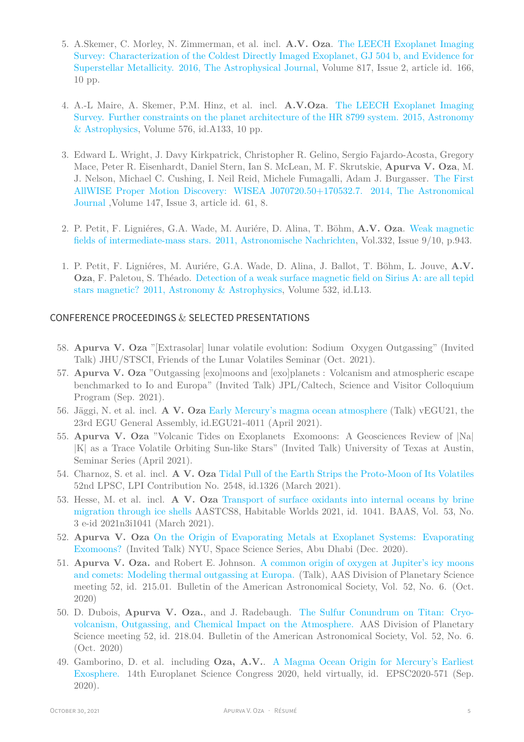5. A.Skemer, C. Morley, N. Zimmerman, et al. incl. **A.V. Oza**. The LEECH Exoplanet Imaging Survey: Characterization of the Coldest Directly Imaged Exoplanet, GJ 504 b, and Evidence for Superstellar Metallicity. 2016, The Astrophysical Journal, Volume 817, Issue 2, article id. 166, 10 pp.

4. A.-L Maire, A. Skemer, P.M. Hinz, et al. incl. **A.V.Oza**. The LEECH Exoplanet Imaging Survey. Further constraints on the planet architecture of the HR 8799 system. 2015, Astronomy & Astrophysics, Volume 576, id.A133, 10 pp.

3. Edward L. Wright, J. Davy Kirkpatrick, Christopher R. Gelino, Sergio Fajardo-Acosta, Gregory Mace, Peter R. Eisenhardt, Daniel Stern, Ian S. McLean, M. F. Skrutskie, **Apurva V. Oza**, M. J. Nelson, Michael C. Cushing, I. Neil Reid, Michele Fumagalli, Adam J. Burgasser. The First AllWISE Proper Motion Discovery: WISEA J070720.50+170532.7. 2014, The Astronomical Journal ,Volume 147, Issue 3, article id. 61, 8.

2. P. Petit, F. Ligniéres, G.A. Wade, M. Auriére, D. Alina, T. Böhm, **A.V. Oza**. Weak magnetic fields of intermediate-mass stars. 2011, Astronomische Nachrichten, Vol.332, Issue 9/10, p.943.

1. P. Petit, F. Ligniéres, M. Auriére, G.A. Wade, D. Alina, J. Ballot, T. Böhm, L. Jouve, **A.V. Oza**, F. Paletou, S. Théado. Detection of a weak surface magnetic field on Sirius A: are all tepid stars magnetic? 2011, Astronomy & Astrophysics, Volume 532, id.L13.

## CONFERENCE PROCEEDINGS & SELECTED PRESENTATIONS

58. **Apurva V. Oza** "[Extrasolar] lunar volatile evolution: Sodium Oxygen Outgassing" (Invited Talk) JHU/STSCI, Friends of the Lunar Volatiles Seminar (Oct. 2021).
57. **Apurva V. Oza** "Outgassing [exo]moons and [exo]planets : Volcanism and atmospheric escape benchmarked to Io and Europa" (Invited Talk) JPL/Caltech, Science and Visitor Colloquium Program (Sep. 2021).
56. Jäggi, N. et al. incl. **A V. Oza** Early Mercury's magma ocean atmosphere (Talk) vEGU21, the 23rd EGU General Assembly, id.EGU21-4011 (April 2021).
55. **Apurva V. Oza** "Volcanic Tides on Exoplanets Exomoons: A Geosciences Review of |Na| |K| as a Trace Volatile Orbiting Sun-like Stars" (Invited Talk) University of Texas at Austin, Seminar Series (April 2021).
54. Charnoz, S. et al. incl. **A V. Oza** Tidal Pull of the Earth Strips the Proto-Moon of Its Volatiles 52nd LPSC, LPI Contribution No. 2548, id.1326 (March 2021).
53. Hesse, M. et al. incl. **A V. Oza** Transport of surface oxidants into internal oceans by brine migration through ice shells AASTCS8, Habitable Worlds 2021, id. 1041. BAAS, Vol. 53, No. 3 e-id 2021n3i1041 (March 2021).
52. **Apurva V. Oza** On the Origin of Evaporating Metals at Exoplanet Systems: Evaporating Exomoons? (Invited Talk) NYU, Space Science Series, Abu Dhabi (Dec. 2020).
51. **Apurva V. Oza.** and Robert E. Johnson. A common origin of oxygen at Jupiter's icy moons and comets: Modeling thermal outgassing at Europa. (Talk), AAS Division of Planetary Science meeting 52, id. 215.01. Bulletin of the American Astronomical Society, Vol. 52, No. 6. (Oct. 2020)
50. D. Dubois, **Apurva V. Oza.**, and J. Radebaugh. The Sulfur Conundrum on Titan: Cryo-volcanism, Outgassing, and Chemical Impact on the Atmosphere. AAS Division of Planetary Science meeting 52, id. 218.04. Bulletin of the American Astronomical Society, Vol. 52, No. 6. (Oct. 2020)
49. Gamborino, D. et al. including **Oza, A.V.**. A Magma Ocean Origin for Mercury's Earliest Exosphere. 14th Europlanet Science Congress 2020, held virtually, id. EPSC2020-571 (Sep. 2020).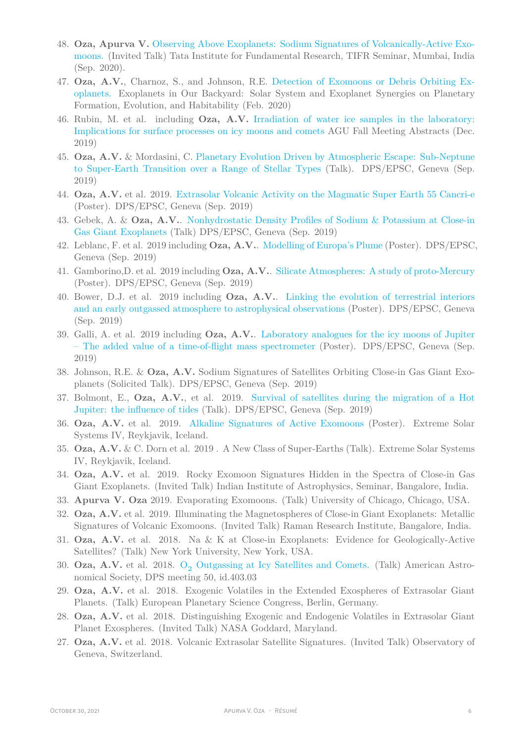48. **Oza, Apurva V.** Observing Above Exoplanets: Sodium Signatures of Volcanically-Active Exomoons. (Invited Talk) Tata Institute for Fundamental Research, TIFR Seminar, Mumbai, India (Sep. 2020).
47. **Oza, A.V.**, Charnoz, S., and Johnson, R.E. Detection of Exomoons or Debris Orbiting Exoplanets. Exoplanets in Our Backyard: Solar System and Exoplanet Synergies on Planetary Formation, Evolution, and Habitability (Feb. 2020)
46. Rubin, M. et al. including **Oza, A.V.** Irradiation of water ice samples in the laboratory: Implications for surface processes on icy moons and comets AGU Fall Meeting Abstracts (Dec. 2019)
45. **Oza, A.V.** & Mordasini, C. Planetary Evolution Driven by Atmospheric Escape: Sub-Neptune to Super-Earth Transition over a Range of Stellar Types (Talk). DPS/EPSC, Geneva (Sep. 2019)
44. **Oza, A.V.** et al. 2019. Extrasolar Volcanic Activity on the Magmatic Super Earth 55 Cancri-e (Poster). DPS/EPSC, Geneva (Sep. 2019)
43. Gebek, A. & **Oza, A.V.**. Nonhydrostatic Density Profiles of Sodium & Potassium at Close-in Gas Giant Exoplanets (Talk) DPS/EPSC, Geneva (Sep. 2019)
42. Leblanc, F. et al. 2019 including **Oza, A.V.**. Modelling of Europa's Plume (Poster). DPS/EPSC, Geneva (Sep. 2019)
41. Gamborino,D. et al. 2019 including **Oza, A.V.**. Silicate Atmospheres: A study of proto-Mercury (Poster). DPS/EPSC, Geneva (Sep. 2019)
40. Bower, D.J. et al. 2019 including **Oza, A.V.**. Linking the evolution of terrestrial interiors and an early outgassed atmosphere to astrophysical observations (Poster). DPS/EPSC, Geneva (Sep. 2019)
39. Galli, A. et al. 2019 including **Oza, A.V.**. Laboratory analogues for the icy moons of Jupiter – The added value of a time-of-flight mass spectrometer (Poster). DPS/EPSC, Geneva (Sep. 2019)
38. Johnson, R.E. & **Oza, A.V.** Sodium Signatures of Satellites Orbiting Close-in Gas Giant Exoplanets (Solicited Talk). DPS/EPSC, Geneva (Sep. 2019)
37. Bolmont, E., **Oza, A.V.**, et al. 2019. Survival of satellites during the migration of a Hot Jupiter: the influence of tides (Talk). DPS/EPSC, Geneva (Sep. 2019)
36. **Oza, A.V.** et al. 2019. Alkaline Signatures of Active Exomoons (Poster). Extreme Solar Systems IV, Reykjavik, Iceland.
35. **Oza, A.V.** & C. Dorn et al. 2019 . A New Class of Super-Earths (Talk). Extreme Solar Systems IV, Reykjavik, Iceland.
34. **Oza, A.V.** et al. 2019. Rocky Exomoon Signatures Hidden in the Spectra of Close-in Gas Giant Exoplanets. (Invited Talk) Indian Institute of Astrophysics, Seminar, Bangalore, India.
33. **Apurva V. Oza** 2019. Evaporating Exomoons. (Talk) University of Chicago, Chicago, USA.
32. **Oza, A.V.** et al. 2019. Illuminating the Magnetospheres of Close-in Giant Exoplanets: Metallic Signatures of Volcanic Exomoons. (Invited Talk) Raman Research Institute, Bangalore, India.
31. **Oza, A.V.** et al. 2018. Na & K at Close-in Exoplanets: Evidence for Geologically-Active Satellites? (Talk) New York University, New York, USA.
30. **Oza, A.V.** et al. 2018. $O_2$ Outgassing at Icy Satellites and Comets. (Talk) American Astronomical Society, DPS meeting 50, id.403.03
29. **Oza, A.V.** et al. 2018. Exogenic Volatiles in the Extended Exospheres of Extrasolar Giant Planets. (Talk) European Planetary Science Congress, Berlin, Germany.
28. **Oza, A.V.** et al. 2018. Distinguishing Exogenic and Endogenic Volatiles in Extrasolar Giant Planet Exospheres. (Invited Talk) NASA Goddard, Maryland.
27. **Oza, A.V.** et al. 2018. Volcanic Extrasolar Satellite Signatures. (Invited Talk) Observatory of Geneva, Switzerland.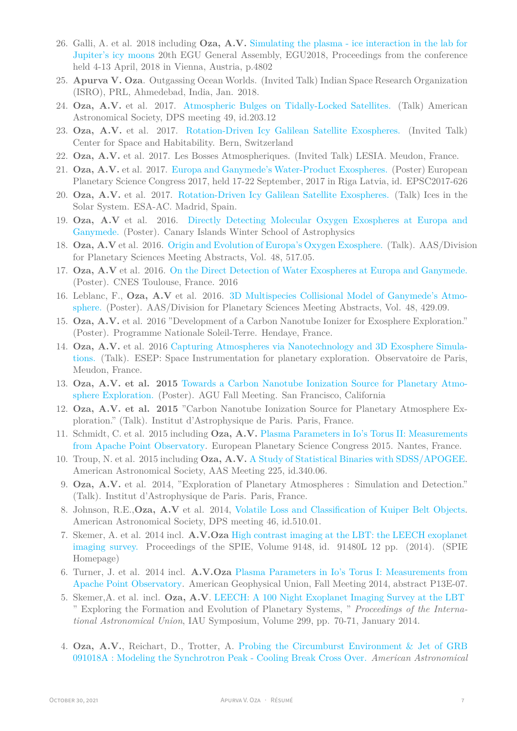26. Galli, A. et al. 2018 including **Oza, A.V.** Simulating the plasma - ice interaction in the lab for Jupiter's icy moons 20th EGU General Assembly, EGU2018, Proceedings from the conference held 4-13 April, 2018 in Vienna, Austria, p.4802
25. **Apurva V. Oza**. Outgassing Ocean Worlds. (Invited Talk) Indian Space Research Organization (ISRO), PRL, Ahmedebad, India, Jan. 2018.
24. **Oza, A.V.** et al. 2017. Atmospheric Bulges on Tidally-Locked Satellites. (Talk) American Astronomical Society, DPS meeting 49, id.203.12
23. **Oza, A.V.** et al. 2017. Rotation-Driven Icy Galilean Satellite Exospheres. (Invited Talk) Center for Space and Habitability. Bern, Switzerland
22. **Oza, A.V.** et al. 2017. Les Bosses Atmospheriques. (Invited Talk) LESIA. Meudon, France.
21. **Oza, A.V.** et al. 2017. Europa and Ganymede's Water-Product Exospheres. (Poster) European Planetary Science Congress 2017, held 17-22 September, 2017 in Riga Latvia, id. EPSC2017-626
20. **Oza, A.V.** et al. 2017. Rotation-Driven Icy Galilean Satellite Exospheres. (Talk) Ices in the Solar System. ESA-AC. Madrid, Spain.
19. **Oza, A.V** et al. 2016. Directly Detecting Molecular Oxygen Exospheres at Europa and Ganymede. (Poster). Canary Islands Winter School of Astrophysics
18. **Oza, A.V** et al. 2016. Origin and Evolution of Europa's Oxygen Exosphere. (Talk). AAS/Division for Planetary Sciences Meeting Abstracts, Vol. 48, 517.05.
17. **Oza, A.V** et al. 2016. On the Direct Detection of Water Exospheres at Europa and Ganymede. (Poster). CNES Toulouse, France. 2016
16. Leblanc, F., **Oza, A.V** et al. 2016. 3D Multispecies Collisional Model of Ganymede's Atmosphere. (Poster). AAS/Division for Planetary Sciences Meeting Abstracts, Vol. 48, 429.09.
15. **Oza, A.V.** et al. 2016 "Development of a Carbon Nanotube Ionizer for Exosphere Exploration." (Poster). Programme Nationale Soleil-Terre. Hendaye, France.
14. **Oza, A.V.** et al. 2016 Capturing Atmospheres via Nanotechnology and 3D Exosphere Simulations. (Talk). ESEP: Space Instrumentation for planetary exploration. Observatoire de Paris, Meudon, France.
13. **Oza, A.V. et al. 2015** Towards a Carbon Nanotube Ionization Source for Planetary Atmosphere Exploration. (Poster). AGU Fall Meeting. San Francisco, California
12. **Oza, A.V. et al. 2015** "Carbon Nanotube Ionization Source for Planetary Atmosphere Exploration." (Talk). Institut d'Astrophysique de Paris. Paris, France.
11. Schmidt, C. et al. 2015 including **Oza, A.V.** Plasma Parameters in Io's Torus II: Measurements from Apache Point Observatory. European Planetary Science Congress 2015. Nantes, France.
10. Troup, N. et al. 2015 including **Oza, A.V.** A Study of Statistical Binaries with SDSS/APOGEE. American Astronomical Society, AAS Meeting 225, id.340.06.
9. **Oza, A.V.** et al. 2014, "Exploration of Planetary Atmospheres : Simulation and Detection." (Talk). Institut d'Astrophysique de Paris. Paris, France.
8. Johnson, R.E.,**Oza, A.V** et al. 2014, Volatile Loss and Classification of Kuiper Belt Objects. American Astronomical Society, DPS meeting 46, id.510.01.
7. Skemer, A. et al. 2014 incl. **A.V.Oza** High contrast imaging at the LBT: the LEECH exoplanet imaging survey. Proceedings of the SPIE, Volume 9148, id. 91480L 12 pp. (2014). (SPIE Homepage)
6. Turner, J. et al. 2014 incl. **A.V.Oza** Plasma Parameters in Io's Torus I: Measurements from Apache Point Observatory. American Geophysical Union, Fall Meeting 2014, abstract P13E-07.
5. Skemer,A. et al. incl. **Oza, A.V**. LEECH: A 100 Night Exoplanet Imaging Survey at the LBT " Exploring the Formation and Evolution of Planetary Systems, " *Proceedings of the International Astronomical Union*, IAU Symposium, Volume 299, pp. 70-71, January 2014.
4. **Oza, A.V.**, Reichart, D., Trotter, A. Probing the Circumburst Environment & Jet of GRB 091018A : Modeling the Synchrotron Peak - Cooling Break Cross Over. *American Astronomical*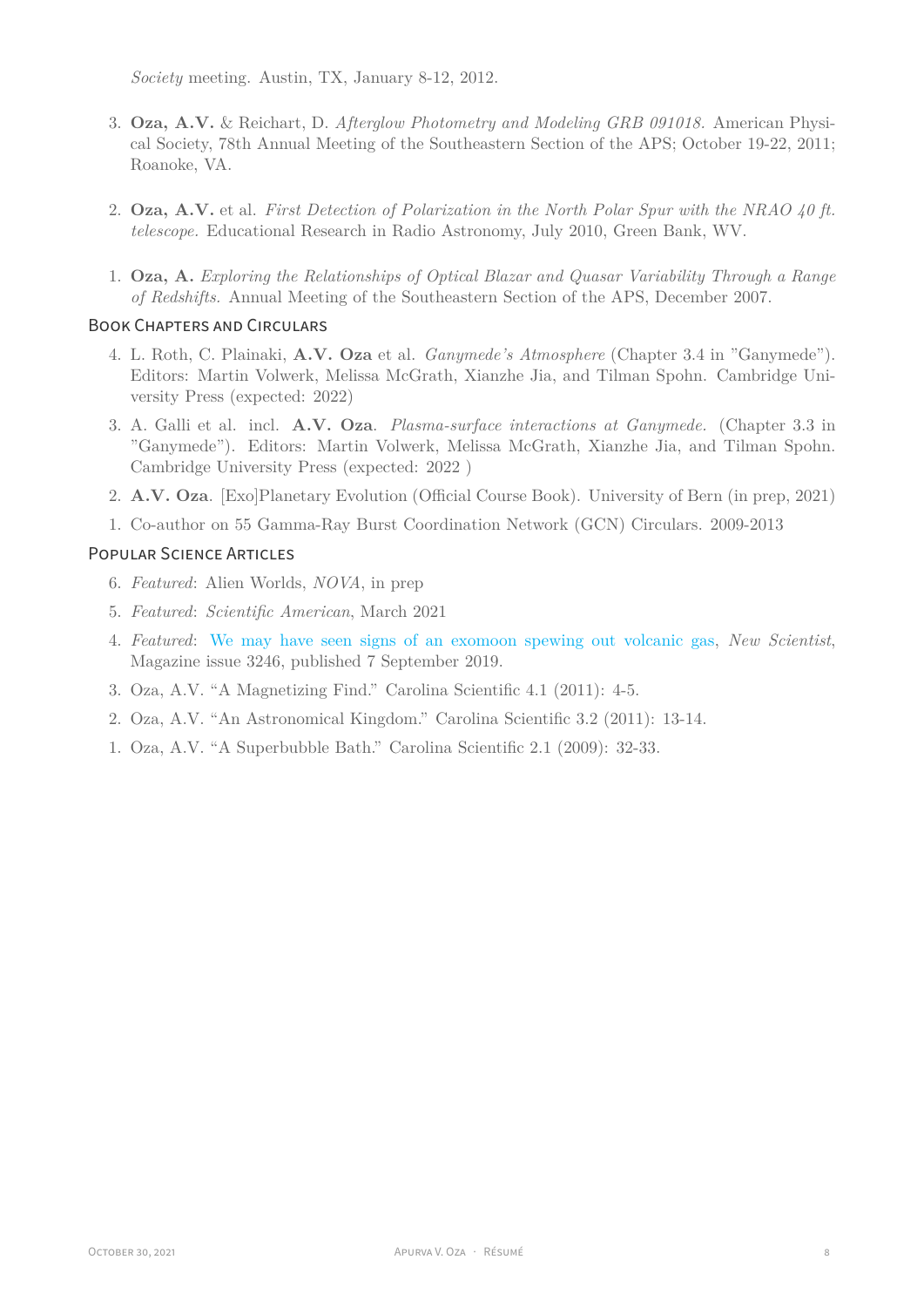*Society* meeting. Austin, TX, January 8-12, 2012.

3. **Oza, A.V.** & Reichart, D. *Afterglow Photometry and Modeling GRB 091018.* American Physical Society, 78th Annual Meeting of the Southeastern Section of the APS; October 19-22, 2011; Roanoke, VA.

2. **Oza, A.V.** et al. *First Detection of Polarization in the North Polar Spur with the NRAO 40 ft. telescope.* Educational Research in Radio Astronomy, July 2010, Green Bank, WV.

1. **Oza, A.** *Exploring the Relationships of Optical Blazar and Quasar Variability Through a Range of Redshifts.* Annual Meeting of the Southeastern Section of the APS, December 2007.

## Book Chapters and Circulars

4. L. Roth, C. Plainaki, **A.V. Oza** et al. *Ganymede's Atmosphere* (Chapter 3.4 in "Ganymede"). Editors: Martin Volwerk, Melissa McGrath, Xianzhe Jia, and Tilman Spohn. Cambridge University Press (expected: 2022)
3. A. Galli et al. incl. **A.V. Oza**. *Plasma-surface interactions at Ganymede.* (Chapter 3.3 in "Ganymede"). Editors: Martin Volwerk, Melissa McGrath, Xianzhe Jia, and Tilman Spohn. Cambridge University Press (expected: 2022 )
2. **A.V. Oza**. [Exo]Planetary Evolution (Official Course Book). University of Bern (in prep, 2021)
1. Co-author on 55 Gamma-Ray Burst Coordination Network (GCN) Circulars. 2009-2013

## Popular Science Articles

6. *Featured*: Alien Worlds, *NOVA*, in prep
5. *Featured*: *Scientific American*, March 2021
4. *Featured*: We may have seen signs of an exomoon spewing out volcanic gas, *New Scientist*, Magazine issue 3246, published 7 September 2019.
3. Oza, A.V. "A Magnetizing Find." Carolina Scientific 4.1 (2011): 4-5.
2. Oza, A.V. "An Astronomical Kingdom." Carolina Scientific 3.2 (2011): 13-14.
1. Oza, A.V. "A Superbubble Bath." Carolina Scientific 2.1 (2009): 32-33.